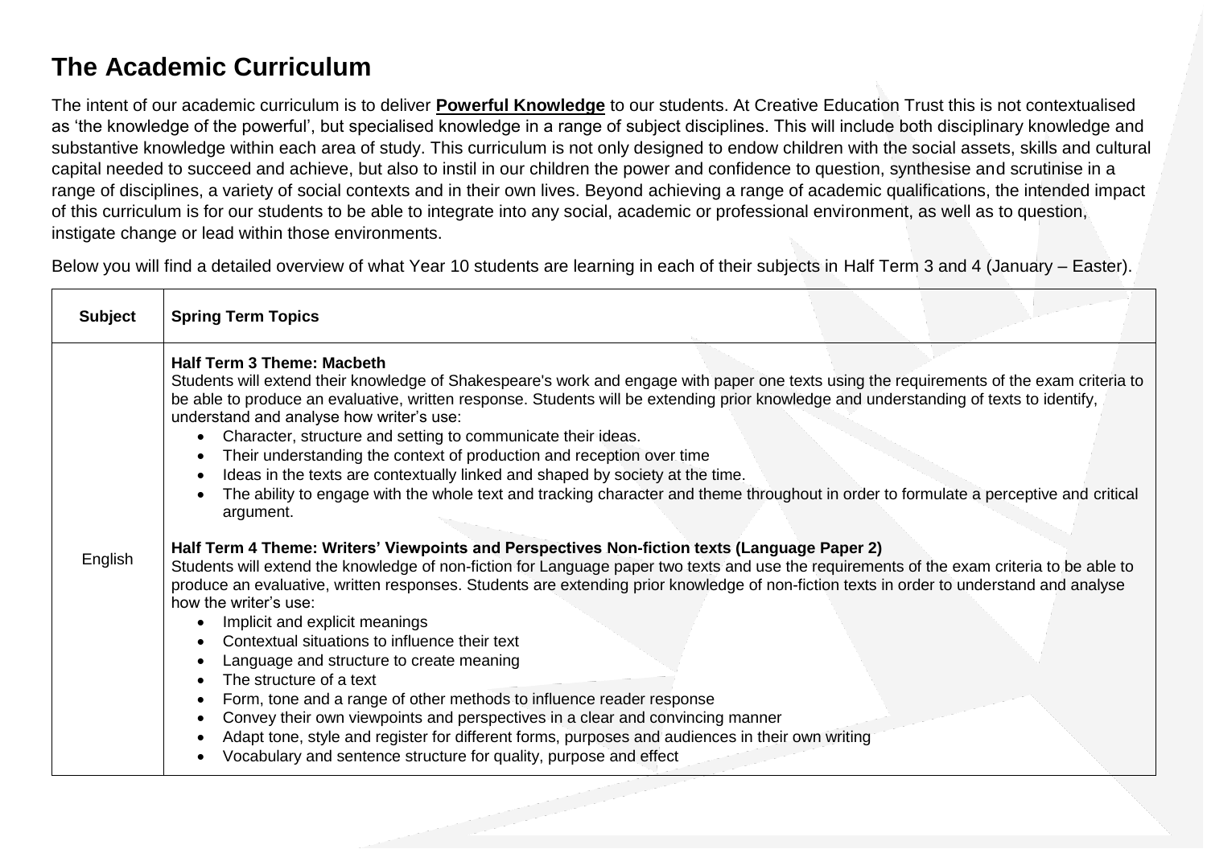# The Academic Curriculum

The intent of our academic curriculum is to deliver **Powerful Knowledge** to our students. At Creative Education Trust this is not contextualised as 'the knowledge of the powerful', but specialised knowledge in a range of subject disciplines. This will include both disciplinary knowledge and substantive knowledge within each area of study. This curriculum is not only designed to endow children with the social assets, skills and cultural capital needed to succeed and achieve, but also to instil in our children the power and confidence to question, synthesise and scrutinise in a range of disciplines, a variety of social contexts and in their own lives. Beyond achieving a range of academic qualifications, the intended impact of this curriculum is for our students to be able to integrate into any social, academic or professional environment, as well as to question, instigate change or lead within those environments.

Below you will find a detailed overview of what Year 10 students are learning in each of their subjects in Half Term 3 and 4 (January – Easter).

| Subject | Spring Term Topics |
|---|---|
| English | **Half Term 3 Theme: Macbeth**<br>Students will extend their knowledge of Shakespeare's work and engage with paper one texts using the requirements of the exam criteria to be able to produce an evaluative, written response. Students will be extending prior knowledge and understanding of texts to identify, understand and analyse how writer's use:<br>• Character, structure and setting to communicate their ideas.<br>• Their understanding the context of production and reception over time<br>• Ideas in the texts are contextually linked and shaped by society at the time.<br>• The ability to engage with the whole text and tracking character and theme throughout in order to formulate a perceptive and critical argument.<br><br>**Half Term 4 Theme: Writers' Viewpoints and Perspectives Non-fiction texts (Language Paper 2)**<br>Students will extend the knowledge of non-fiction for Language paper two texts and use the requirements of the exam criteria to be able to produce an evaluative, written responses. Students are extending prior knowledge of non-fiction texts in order to understand and analyse how the writer's use:<br>• Implicit and explicit meanings<br>• Contextual situations to influence their text<br>• Language and structure to create meaning<br>• The structure of a text<br>• Form, tone and a range of other methods to influence reader response<br>• Convey their own viewpoints and perspectives in a clear and convincing manner<br>• Adapt tone, style and register for different forms, purposes and audiences in their own writing<br>• Vocabulary and sentence structure for quality, purpose and effect |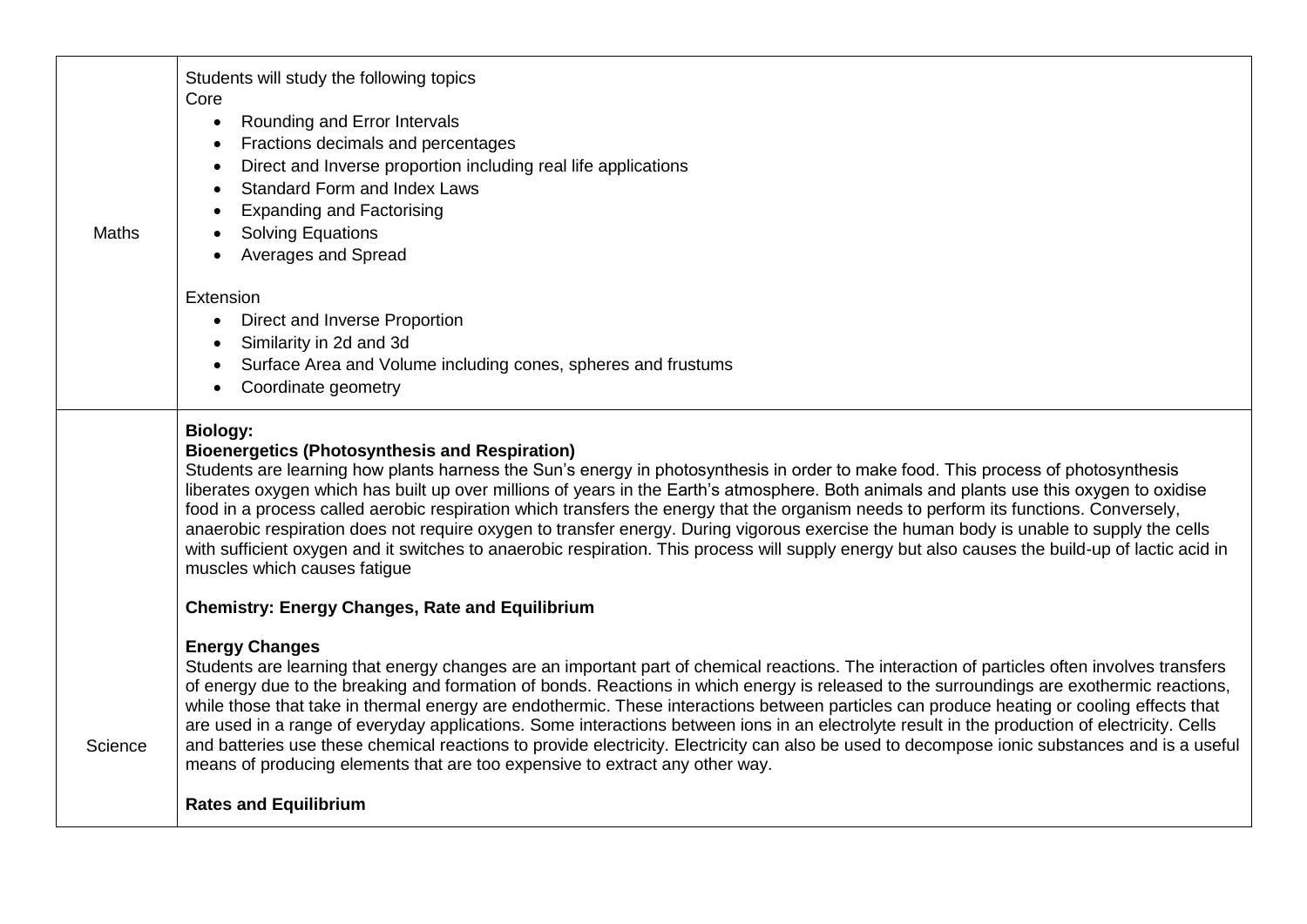| | |
|---|---|
| Maths | Students will study the following topics<br>Core<br>• Rounding and Error Intervals<br>• Fractions decimals and percentages<br>• Direct and Inverse proportion including real life applications<br>• Standard Form and Index Laws<br>• Expanding and Factorising<br>• Solving Equations<br>• Averages and Spread<br><br>Extension<br>• Direct and Inverse Proportion<br>• Similarity in 2d and 3d<br>• Surface Area and Volume including cones, spheres and frustums<br>• Coordinate geometry |
| Science | **Biology:**<br>**Bioenergetics (Photosynthesis and Respiration)**<br>Students are learning how plants harness the Sun's energy in photosynthesis in order to make food. This process of photosynthesis liberates oxygen which has built up over millions of years in the Earth's atmosphere. Both animals and plants use this oxygen to oxidise food in a process called aerobic respiration which transfers the energy that the organism needs to perform its functions. Conversely, anaerobic respiration does not require oxygen to transfer energy. During vigorous exercise the human body is unable to supply the cells with sufficient oxygen and it switches to anaerobic respiration. This process will supply energy but also causes the build-up of lactic acid in muscles which causes fatigue<br><br>**Chemistry: Energy Changes, Rate and Equilibrium**<br><br>**Energy Changes**<br>Students are learning that energy changes are an important part of chemical reactions. The interaction of particles often involves transfers of energy due to the breaking and formation of bonds. Reactions in which energy is released to the surroundings are exothermic reactions, while those that take in thermal energy are endothermic. These interactions between particles can produce heating or cooling effects that are used in a range of everyday applications. Some interactions between ions in an electrolyte result in the production of electricity. Cells and batteries use these chemical reactions to provide electricity. Electricity can also be used to decompose ionic substances and is a useful means of producing elements that are too expensive to extract any other way.<br><br>**Rates and Equilibrium** |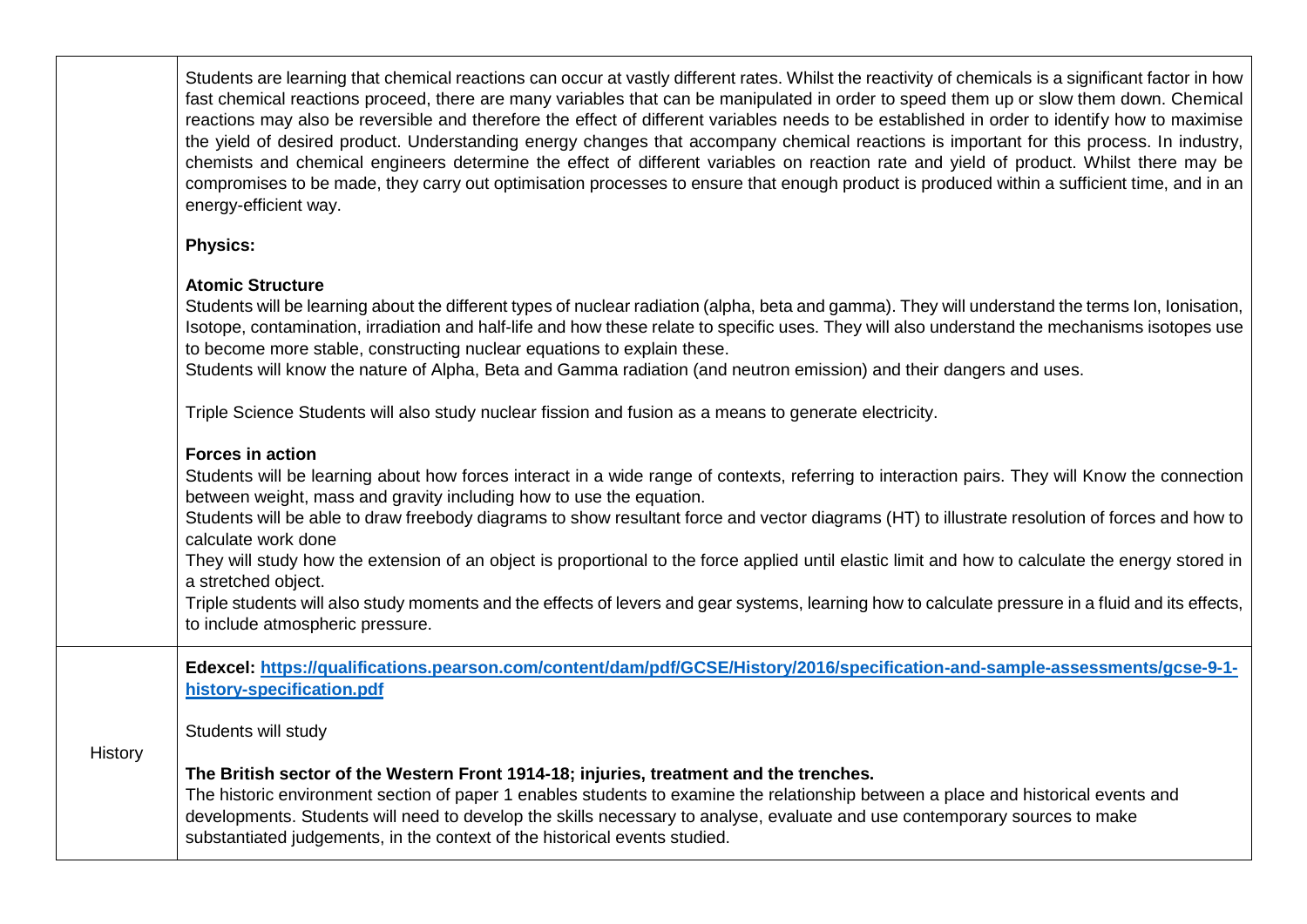| | |
|---|---|
| | Students are learning that chemical reactions can occur at vastly different rates. Whilst the reactivity of chemicals is a significant factor in how fast chemical reactions proceed, there are many variables that can be manipulated in order to speed them up or slow them down. Chemical reactions may also be reversible and therefore the effect of different variables needs to be established in order to identify how to maximise the yield of desired product. Understanding energy changes that accompany chemical reactions is important for this process. In industry, chemists and chemical engineers determine the effect of different variables on reaction rate and yield of product. Whilst there may be compromises to be made, they carry out optimisation processes to ensure that enough product is produced within a sufficient time, and in an energy-efficient way.<br><br>**Physics:**<br><br>**Atomic Structure**<br>Students will be learning about the different types of nuclear radiation (alpha, beta and gamma). They will understand the terms Ion, Ionisation, Isotope, contamination, irradiation and half-life and how these relate to specific uses. They will also understand the mechanisms isotopes use to become more stable, constructing nuclear equations to explain these.<br>Students will know the nature of Alpha, Beta and Gamma radiation (and neutron emission) and their dangers and uses.<br><br>Triple Science Students will also study nuclear fission and fusion as a means to generate electricity.<br><br>**Forces in action**<br>Students will be learning about how forces interact in a wide range of contexts, referring to interaction pairs. They will Know the connection between weight, mass and gravity including how to use the equation.<br>Students will be able to draw freebody diagrams to show resultant force and vector diagrams (HT) to illustrate resolution of forces and how to calculate work done<br>They will study how the extension of an object is proportional to the force applied until elastic limit and how to calculate the energy stored in a stretched object.<br>Triple students will also study moments and the effects of levers and gear systems, learning how to calculate pressure in a fluid and its effects, to include atmospheric pressure. |
| History | **Edexcel: [https://qualifications.pearson.com/content/dam/pdf/GCSE/History/2016/specification-and-sample-assessments/gcse-9-1-history-specification.pdf](https://qualifications.pearson.com/content/dam/pdf/GCSE/History/2016/specification-and-sample-assessments/gcse-9-1-history-specification.pdf)**<br><br>Students will study<br><br>**The British sector of the Western Front 1914-18; injuries, treatment and the trenches.**<br>The historic environment section of paper 1 enables students to examine the relationship between a place and historical events and developments. Students will need to develop the skills necessary to analyse, evaluate and use contemporary sources to make substantiated judgements, in the context of the historical events studied. |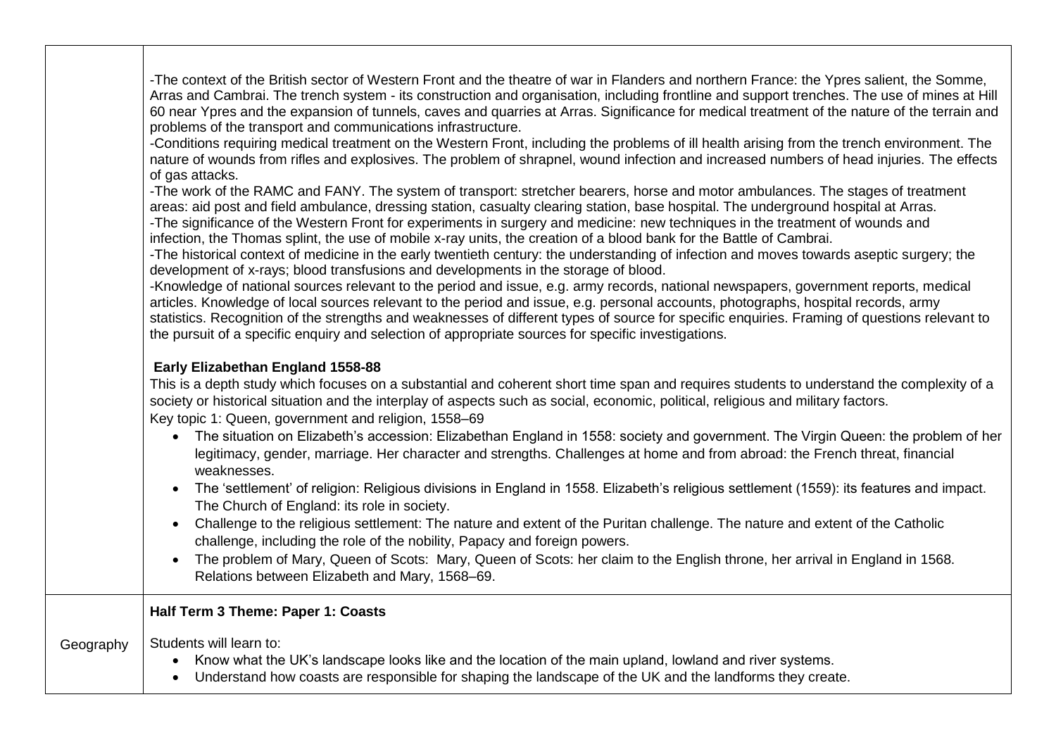| | |
|---|---|
| | -The context of the British sector of Western Front and the theatre of war in Flanders and northern France: the Ypres salient, the Somme, Arras and Cambrai. The trench system - its construction and organisation, including frontline and support trenches. The use of mines at Hill 60 near Ypres and the expansion of tunnels, caves and quarries at Arras. Significance for medical treatment of the nature of the terrain and problems of the transport and communications infrastructure.<br>-Conditions requiring medical treatment on the Western Front, including the problems of ill health arising from the trench environment. The nature of wounds from rifles and explosives. The problem of shrapnel, wound infection and increased numbers of head injuries. The effects of gas attacks.<br>-The work of the RAMC and FANY. The system of transport: stretcher bearers, horse and motor ambulances. The stages of treatment areas: aid post and field ambulance, dressing station, casualty clearing station, base hospital. The underground hospital at Arras.<br>-The significance of the Western Front for experiments in surgery and medicine: new techniques in the treatment of wounds and infection, the Thomas splint, the use of mobile x-ray units, the creation of a blood bank for the Battle of Cambrai.<br>-The historical context of medicine in the early twentieth century: the understanding of infection and moves towards aseptic surgery; the development of x-rays; blood transfusions and developments in the storage of blood.<br>-Knowledge of national sources relevant to the period and issue, e.g. army records, national newspapers, government reports, medical articles. Knowledge of local sources relevant to the period and issue, e.g. personal accounts, photographs, hospital records, army statistics. Recognition of the strengths and weaknesses of different types of source for specific enquiries. Framing of questions relevant to the pursuit of a specific enquiry and selection of appropriate sources for specific investigations.<br><br>**Early Elizabethan England 1558-88**<br>This is a depth study which focuses on a substantial and coherent short time span and requires students to understand the complexity of a society or historical situation and the interplay of aspects such as social, economic, political, religious and military factors.<br>Key topic 1: Queen, government and religion, 1558–69<br>• The situation on Elizabeth's accession: Elizabethan England in 1558: society and government. The Virgin Queen: the problem of her legitimacy, gender, marriage. Her character and strengths. Challenges at home and from abroad: the French threat, financial weaknesses.<br>• The 'settlement' of religion: Religious divisions in England in 1558. Elizabeth's religious settlement (1559): its features and impact. The Church of England: its role in society.<br>• Challenge to the religious settlement: The nature and extent of the Puritan challenge. The nature and extent of the Catholic challenge, including the role of the nobility, Papacy and foreign powers.<br>• The problem of Mary, Queen of Scots: Mary, Queen of Scots: her claim to the English throne, her arrival in England in 1568. Relations between Elizabeth and Mary, 1568–69. |
| Geography | **Half Term 3 Theme: Paper 1: Coasts**<br><br>Students will learn to:<br>• Know what the UK's landscape looks like and the location of the main upland, lowland and river systems.<br>• Understand how coasts are responsible for shaping the landscape of the UK and the landforms they create. |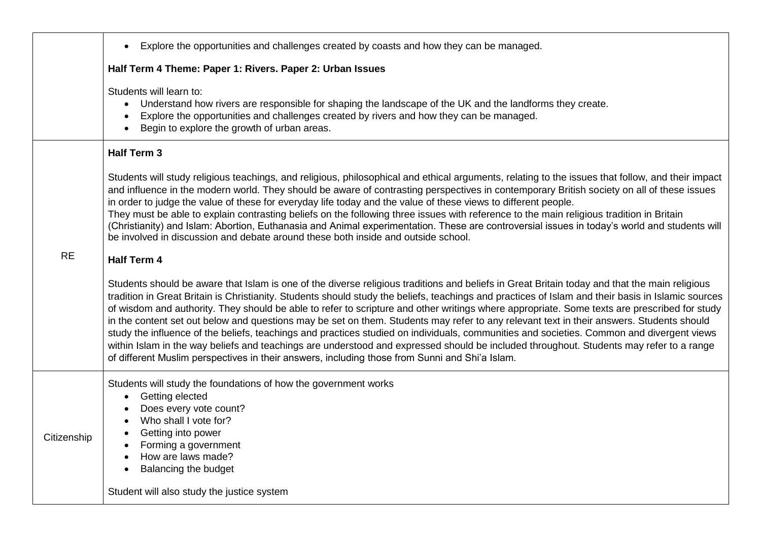| | |
|---|---|
| | • Explore the opportunities and challenges created by coasts and how they can be managed.<br><br>**Half Term 4 Theme: Paper 1: Rivers. Paper 2: Urban Issues**<br><br>Students will learn to:<br>• Understand how rivers are responsible for shaping the landscape of the UK and the landforms they create.<br>• Explore the opportunities and challenges created by rivers and how they can be managed.<br>• Begin to explore the growth of urban areas. |
| RE | **Half Term 3**<br><br>Students will study religious teachings, and religious, philosophical and ethical arguments, relating to the issues that follow, and their impact and influence in the modern world. They should be aware of contrasting perspectives in contemporary British society on all of these issues in order to judge the value of these for everyday life today and the value of these views to different people.<br>They must be able to explain contrasting beliefs on the following three issues with reference to the main religious tradition in Britain (Christianity) and Islam: Abortion, Euthanasia and Animal experimentation. These are controversial issues in today's world and students will be involved in discussion and debate around these both inside and outside school.<br><br>**Half Term 4**<br><br>Students should be aware that Islam is one of the diverse religious traditions and beliefs in Great Britain today and that the main religious tradition in Great Britain is Christianity. Students should study the beliefs, teachings and practices of Islam and their basis in Islamic sources of wisdom and authority. They should be able to refer to scripture and other writings where appropriate. Some texts are prescribed for study in the content set out below and questions may be set on them. Students may refer to any relevant text in their answers. Students should study the influence of the beliefs, teachings and practices studied on individuals, communities and societies. Common and divergent views within Islam in the way beliefs and teachings are understood and expressed should be included throughout. Students may refer to a range of different Muslim perspectives in their answers, including those from Sunni and Shi'a Islam. |
| Citizenship | Students will study the foundations of how the government works<br>• Getting elected<br>• Does every vote count?<br>• Who shall I vote for?<br>• Getting into power<br>• Forming a government<br>• How are laws made?<br>• Balancing the budget<br><br>Student will also study the justice system |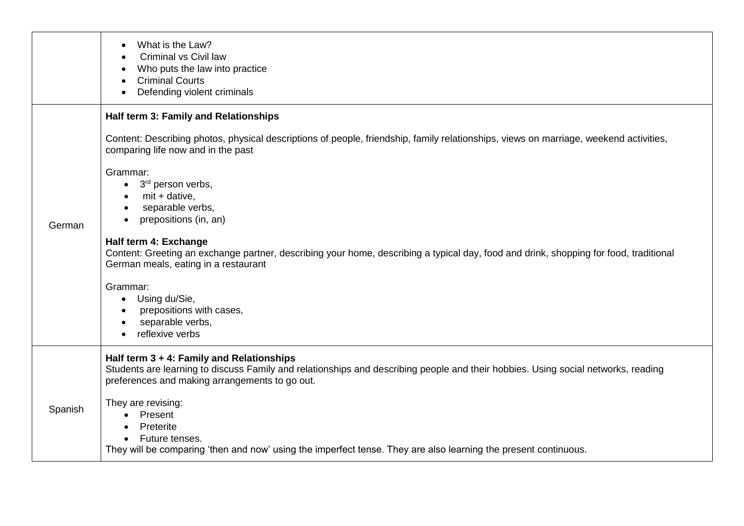| | |
|---|---|
| | • What is the Law?<br>• Criminal vs Civil law<br>• Who puts the law into practice<br>• Criminal Courts<br>• Defending violent criminals |
| German | **Half term 3: Family and Relationships**<br><br>Content: Describing photos, physical descriptions of people, friendship, family relationships, views on marriage, weekend activities, comparing life now and in the past<br><br>Grammar:<br>• 3rd person verbs,<br>• mit + dative,<br>• separable verbs,<br>• prepositions (in, an)<br><br>**Half term 4: Exchange**<br>Content: Greeting an exchange partner, describing your home, describing a typical day, food and drink, shopping for food, traditional German meals, eating in a restaurant<br><br>Grammar:<br>• Using du/Sie,<br>• prepositions with cases,<br>• separable verbs,<br>• reflexive verbs |
| Spanish | **Half term 3 + 4: Family and Relationships**<br>Students are learning to discuss Family and relationships and describing people and their hobbies. Using social networks, reading preferences and making arrangements to go out.<br><br>They are revising:<br>• Present<br>• Preterite<br>• Future tenses.<br>They will be comparing 'then and now' using the imperfect tense. They are also learning the present continuous. |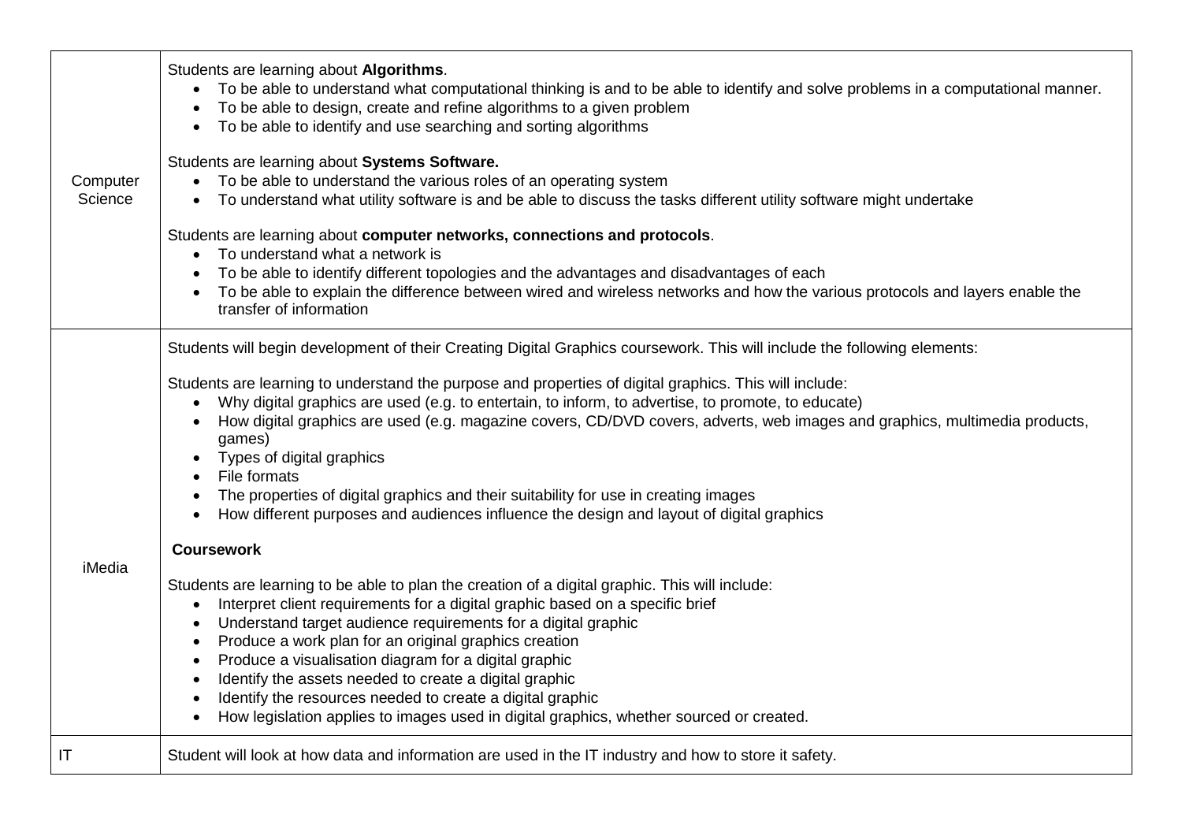| | |
|---|---|
| Computer Science | Students are learning about **Algorithms**.<br>• To be able to understand what computational thinking is and to be able to identify and solve problems in a computational manner.<br>• To be able to design, create and refine algorithms to a given problem<br>• To be able to identify and use searching and sorting algorithms<br><br>Students are learning about **Systems Software.**<br>• To be able to understand the various roles of an operating system<br>• To understand what utility software is and be able to discuss the tasks different utility software might undertake<br><br>Students are learning about **computer networks, connections and protocols**.<br>• To understand what a network is<br>• To be able to identify different topologies and the advantages and disadvantages of each<br>• To be able to explain the difference between wired and wireless networks and how the various protocols and layers enable the transfer of information |
| iMedia | Students will begin development of their Creating Digital Graphics coursework. This will include the following elements:<br><br>Students are learning to understand the purpose and properties of digital graphics. This will include:<br>• Why digital graphics are used (e.g. to entertain, to inform, to advertise, to promote, to educate)<br>• How digital graphics are used (e.g. magazine covers, CD/DVD covers, adverts, web images and graphics, multimedia products, games)<br>• Types of digital graphics<br>• File formats<br>• The properties of digital graphics and their suitability for use in creating images<br>• How different purposes and audiences influence the design and layout of digital graphics<br><br>**Coursework**<br><br>Students are learning to be able to plan the creation of a digital graphic. This will include:<br>• Interpret client requirements for a digital graphic based on a specific brief<br>• Understand target audience requirements for a digital graphic<br>• Produce a work plan for an original graphics creation<br>• Produce a visualisation diagram for a digital graphic<br>• Identify the assets needed to create a digital graphic<br>• Identify the resources needed to create a digital graphic<br>• How legislation applies to images used in digital graphics, whether sourced or created. |
| IT | Student will look at how data and information are used in the IT industry and how to store it safety. |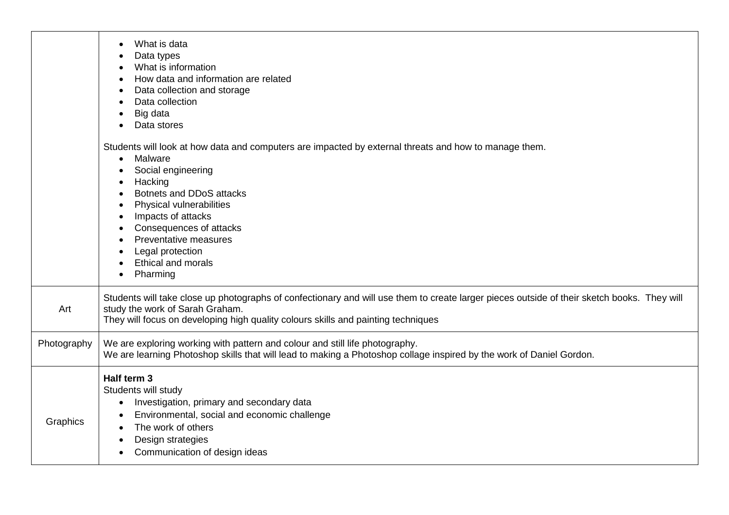| | |
|---|---|
| | • What is data<br>• Data types<br>• What is information<br>• How data and information are related<br>• Data collection and storage<br>• Data collection<br>• Big data<br>• Data stores<br><br>Students will look at how data and computers are impacted by external threats and how to manage them.<br>• Malware<br>• Social engineering<br>• Hacking<br>• Botnets and DDoS attacks<br>• Physical vulnerabilities<br>• Impacts of attacks<br>• Consequences of attacks<br>• Preventative measures<br>• Legal protection<br>• Ethical and morals<br>• Pharming |
| Art | Students will take close up photographs of confectionary and will use them to create larger pieces outside of their sketch books. They will study the work of Sarah Graham.<br>They will focus on developing high quality colours skills and painting techniques |
| Photography | We are exploring working with pattern and colour and still life photography.<br>We are learning Photoshop skills that will lead to making a Photoshop collage inspired by the work of Daniel Gordon. |
| Graphics | **Half term 3**<br>Students will study<br>• Investigation, primary and secondary data<br>• Environmental, social and economic challenge<br>• The work of others<br>• Design strategies<br>• Communication of design ideas |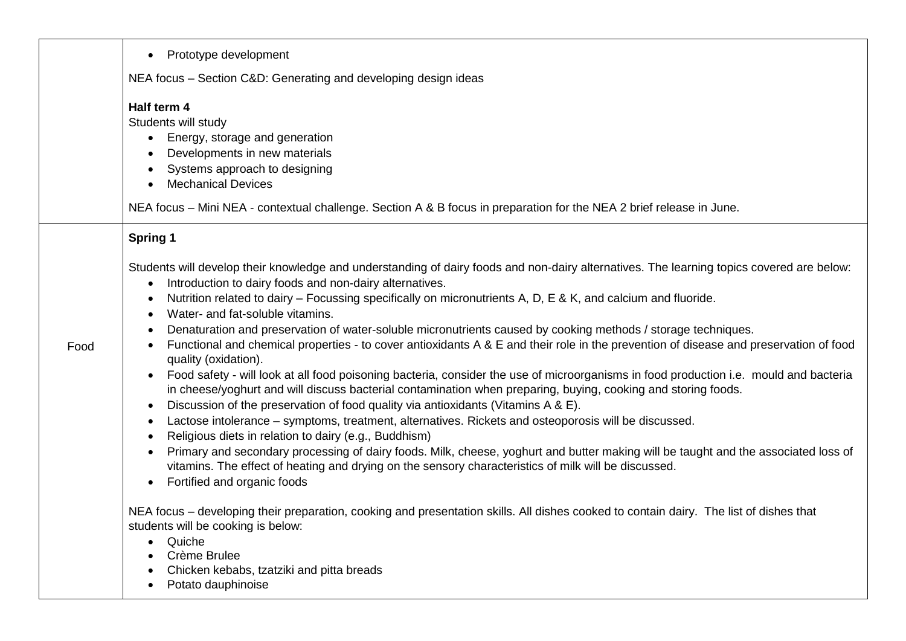| | |
|---|---|
| | • Prototype development<br><br>NEA focus – Section C&D: Generating and developing design ideas<br><br>**Half term 4**<br>Students will study<br>• Energy, storage and generation<br>• Developments in new materials<br>• Systems approach to designing<br>• Mechanical Devices<br><br>NEA focus – Mini NEA - contextual challenge. Section A & B focus in preparation for the NEA 2 brief release in June. |
| Food | **Spring 1**<br><br>Students will develop their knowledge and understanding of dairy foods and non-dairy alternatives. The learning topics covered are below:<br>• Introduction to dairy foods and non-dairy alternatives.<br>• Nutrition related to dairy – Focussing specifically on micronutrients A, D, E & K, and calcium and fluoride.<br>• Water- and fat-soluble vitamins.<br>• Denaturation and preservation of water-soluble micronutrients caused by cooking methods / storage techniques.<br>• Functional and chemical properties - to cover antioxidants A & E and their role in the prevention of disease and preservation of food quality (oxidation).<br>• Food safety - will look at all food poisoning bacteria, consider the use of microorganisms in food production i.e. mould and bacteria in cheese/yoghurt and will discuss bacterial contamination when preparing, buying, cooking and storing foods.<br>• Discussion of the preservation of food quality via antioxidants (Vitamins A & E).<br>• Lactose intolerance – symptoms, treatment, alternatives. Rickets and osteoporosis will be discussed.<br>• Religious diets in relation to dairy (e.g., Buddhism)<br>• Primary and secondary processing of dairy foods. Milk, cheese, yoghurt and butter making will be taught and the associated loss of vitamins. The effect of heating and drying on the sensory characteristics of milk will be discussed.<br>• Fortified and organic foods<br><br>NEA focus – developing their preparation, cooking and presentation skills. All dishes cooked to contain dairy. The list of dishes that students will be cooking is below:<br>• Quiche<br>• Crème Brulee<br>• Chicken kebabs, tzatziki and pitta breads<br>• Potato dauphinoise |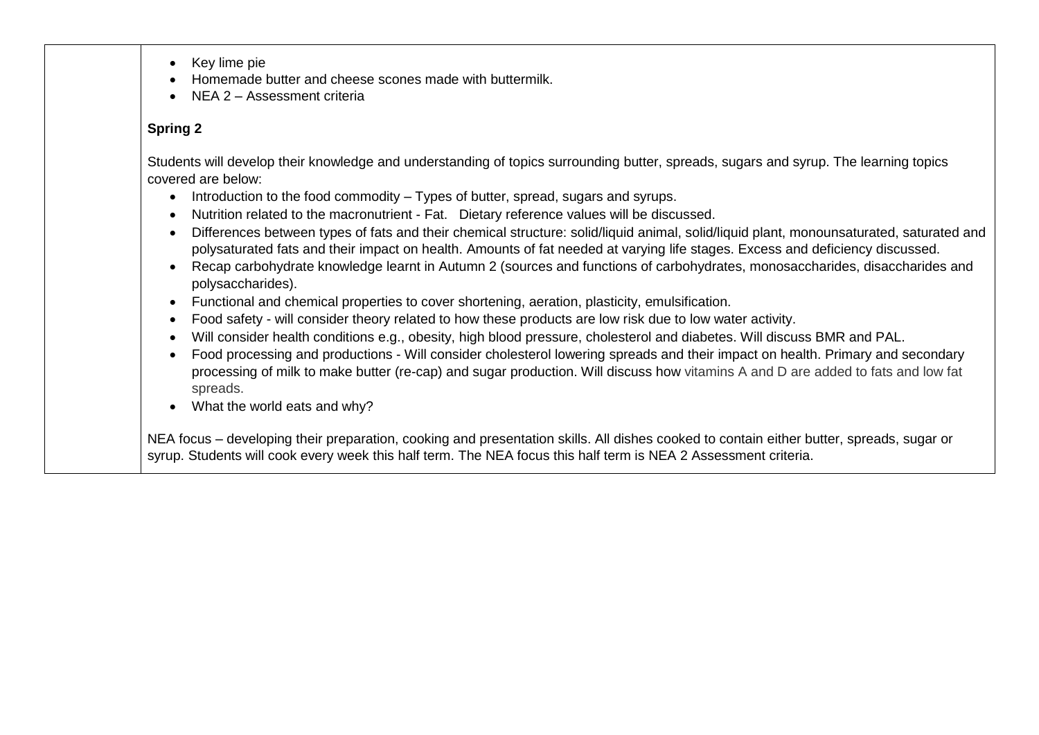|  |  |
|---|---|
|  | • Key lime pie<br>• Homemade butter and cheese scones made with buttermilk.<br>• NEA 2 – Assessment criteria<br><br>**Spring 2**<br><br>Students will develop their knowledge and understanding of topics surrounding butter, spreads, sugars and syrup. The learning topics covered are below:<br>• Introduction to the food commodity – Types of butter, spread, sugars and syrups.<br>• Nutrition related to the macronutrient - Fat. Dietary reference values will be discussed.<br>• Differences between types of fats and their chemical structure: solid/liquid animal, solid/liquid plant, monounsaturated, saturated and polysaturated fats and their impact on health. Amounts of fat needed at varying life stages. Excess and deficiency discussed.<br>• Recap carbohydrate knowledge learnt in Autumn 2 (sources and functions of carbohydrates, monosaccharides, disaccharides and polysaccharides).<br>• Functional and chemical properties to cover shortening, aeration, plasticity, emulsification.<br>• Food safety - will consider theory related to how these products are low risk due to low water activity.<br>• Will consider health conditions e.g., obesity, high blood pressure, cholesterol and diabetes. Will discuss BMR and PAL.<br>• Food processing and productions - Will consider cholesterol lowering spreads and their impact on health. Primary and secondary processing of milk to make butter (re-cap) and sugar production. Will discuss how vitamins A and D are added to fats and low fat spreads.<br>• What the world eats and why?<br><br>NEA focus – developing their preparation, cooking and presentation skills. All dishes cooked to contain either butter, spreads, sugar or syrup. Students will cook every week this half term. The NEA focus this half term is NEA 2 Assessment criteria. |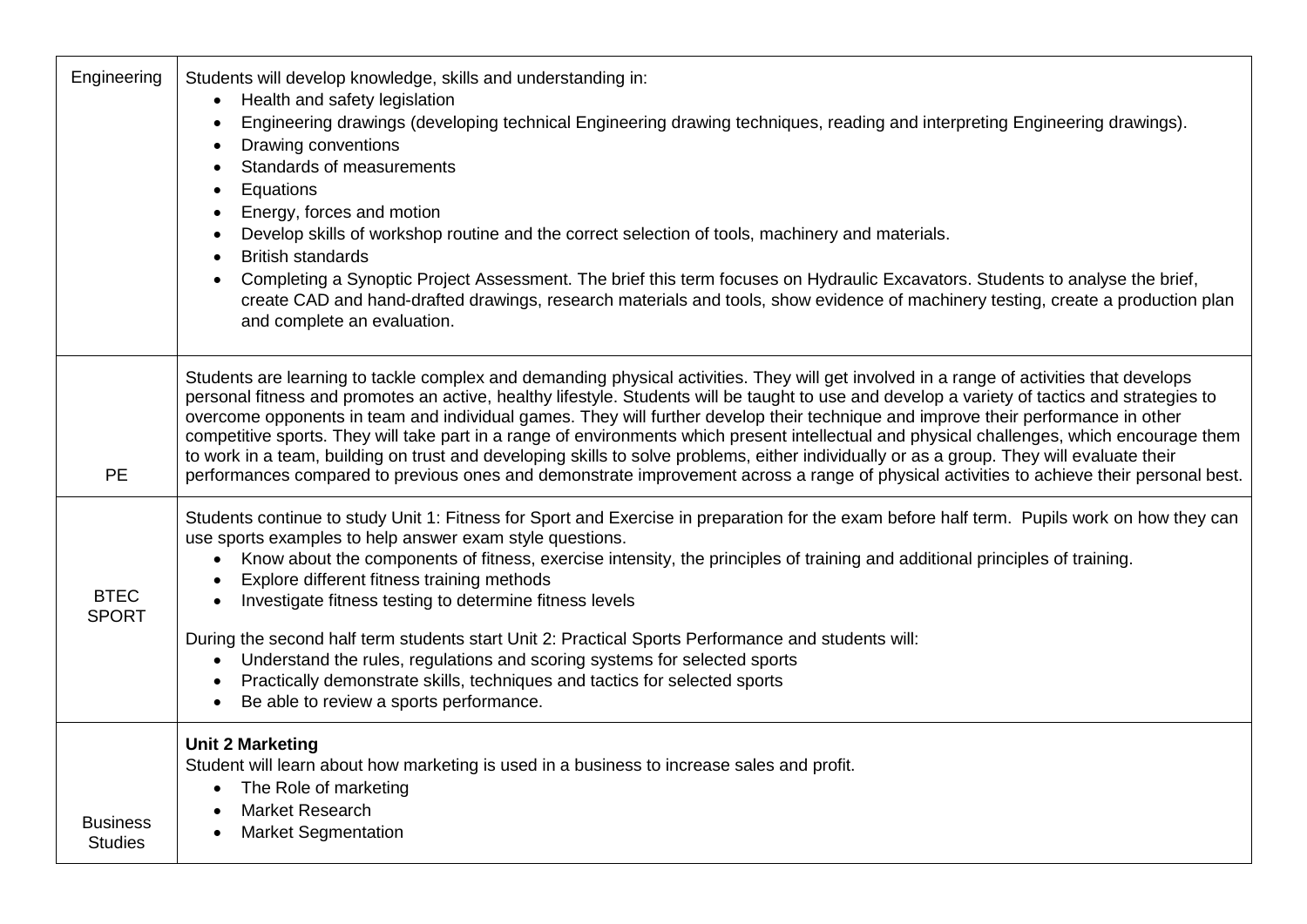| | |
|---|---|
| Engineering | Students will develop knowledge, skills and understanding in:<br>• Health and safety legislation<br>• Engineering drawings (developing technical Engineering drawing techniques, reading and interpreting Engineering drawings).<br>• Drawing conventions<br>• Standards of measurements<br>• Equations<br>• Energy, forces and motion<br>• Develop skills of workshop routine and the correct selection of tools, machinery and materials.<br>• British standards<br>• Completing a Synoptic Project Assessment. The brief this term focuses on Hydraulic Excavators. Students to analyse the brief, create CAD and hand-drafted drawings, research materials and tools, show evidence of machinery testing, create a production plan and complete an evaluation. |
| PE | Students are learning to tackle complex and demanding physical activities. They will get involved in a range of activities that develops personal fitness and promotes an active, healthy lifestyle. Students will be taught to use and develop a variety of tactics and strategies to overcome opponents in team and individual games. They will further develop their technique and improve their performance in other competitive sports. They will take part in a range of environments which present intellectual and physical challenges, which encourage them to work in a team, building on trust and developing skills to solve problems, either individually or as a group. They will evaluate their performances compared to previous ones and demonstrate improvement across a range of physical activities to achieve their personal best. |
| BTEC SPORT | Students continue to study Unit 1: Fitness for Sport and Exercise in preparation for the exam before half term. Pupils work on how they can use sports examples to help answer exam style questions.<br>• Know about the components of fitness, exercise intensity, the principles of training and additional principles of training.<br>• Explore different fitness training methods<br>• Investigate fitness testing to determine fitness levels<br><br>During the second half term students start Unit 2: Practical Sports Performance and students will:<br>• Understand the rules, regulations and scoring systems for selected sports<br>• Practically demonstrate skills, techniques and tactics for selected sports<br>• Be able to review a sports performance. |
| Business Studies | **Unit 2 Marketing**<br>Student will learn about how marketing is used in a business to increase sales and profit.<br>• The Role of marketing<br>• Market Research<br>• Market Segmentation |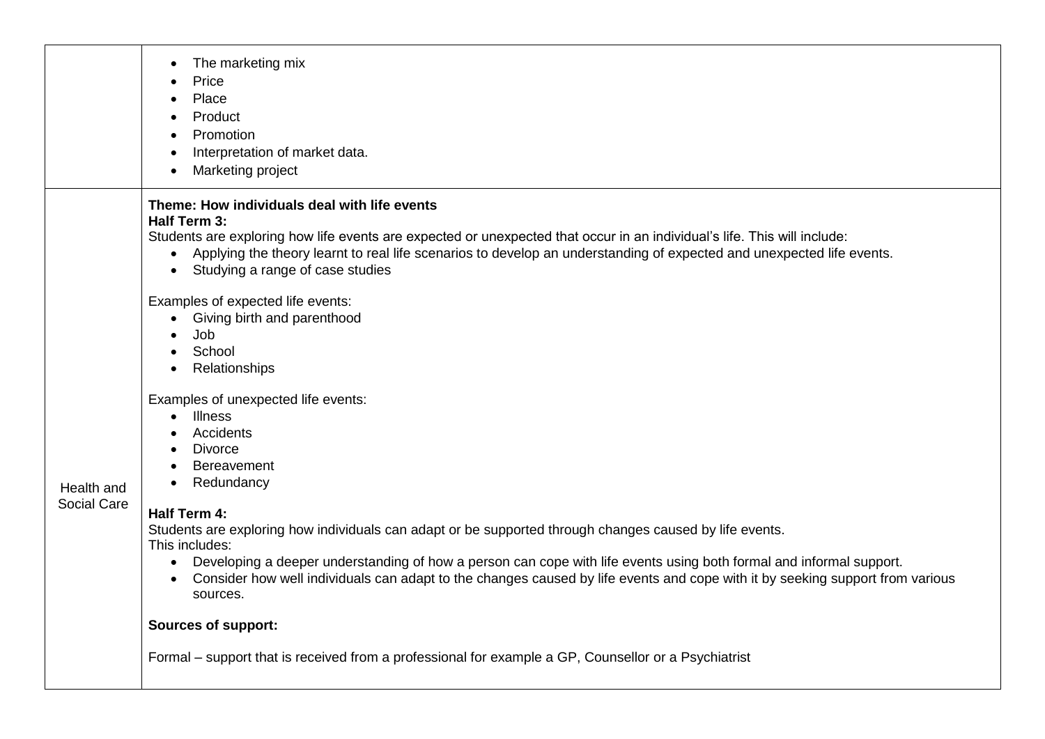| | |
|---|---|
| | • The marketing mix<br>• Price<br>• Place<br>• Product<br>• Promotion<br>• Interpretation of market data.<br>• Marketing project |
| Health and Social Care | **Theme: How individuals deal with life events**<br>**Half Term 3:**<br>Students are exploring how life events are expected or unexpected that occur in an individual's life. This will include:<br>• Applying the theory learnt to real life scenarios to develop an understanding of expected and unexpected life events.<br>• Studying a range of case studies<br><br>Examples of expected life events:<br>• Giving birth and parenthood<br>• Job<br>• School<br>• Relationships<br><br>Examples of unexpected life events:<br>• Illness<br>• Accidents<br>• Divorce<br>• Bereavement<br>• Redundancy<br><br>**Half Term 4:**<br>Students are exploring how individuals can adapt or be supported through changes caused by life events.<br>This includes:<br>• Developing a deeper understanding of how a person can cope with life events using both formal and informal support.<br>• Consider how well individuals can adapt to the changes caused by life events and cope with it by seeking support from various sources.<br><br>**Sources of support:**<br><br>Formal – support that is received from a professional for example a GP, Counsellor or a Psychiatrist |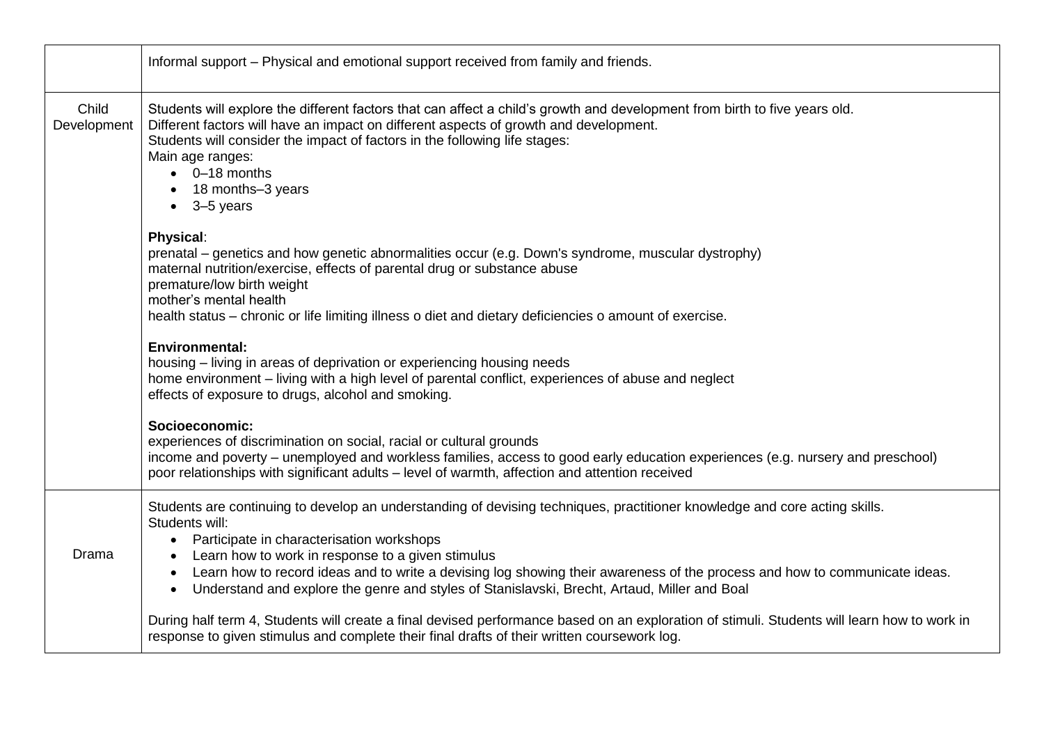| | |
|---|---|
| | Informal support – Physical and emotional support received from family and friends. |
| Child Development | Students will explore the different factors that can affect a child's growth and development from birth to five years old.<br>Different factors will have an impact on different aspects of growth and development.<br>Students will consider the impact of factors in the following life stages:<br>Main age ranges:<br>• 0–18 months<br>• 18 months–3 years<br>• 3–5 years<br><br>**Physical**:<br>prenatal – genetics and how genetic abnormalities occur (e.g. Down's syndrome, muscular dystrophy)<br>maternal nutrition/exercise, effects of parental drug or substance abuse<br>premature/low birth weight<br>mother's mental health<br>health status – chronic or life limiting illness o diet and dietary deficiencies o amount of exercise.<br><br>**Environmental:**<br>housing – living in areas of deprivation or experiencing housing needs<br>home environment – living with a high level of parental conflict, experiences of abuse and neglect<br>effects of exposure to drugs, alcohol and smoking.<br><br>**Socioeconomic:**<br>experiences of discrimination on social, racial or cultural grounds<br>income and poverty – unemployed and workless families, access to good early education experiences (e.g. nursery and preschool)<br>poor relationships with significant adults – level of warmth, affection and attention received |
| Drama | Students are continuing to develop an understanding of devising techniques, practitioner knowledge and core acting skills.<br>Students will:<br>• Participate in characterisation workshops<br>• Learn how to work in response to a given stimulus<br>• Learn how to record ideas and to write a devising log showing their awareness of the process and how to communicate ideas.<br>• Understand and explore the genre and styles of Stanislavski, Brecht, Artaud, Miller and Boal<br><br>During half term 4, Students will create a final devised performance based on an exploration of stimuli. Students will learn how to work in response to given stimulus and complete their final drafts of their written coursework log. |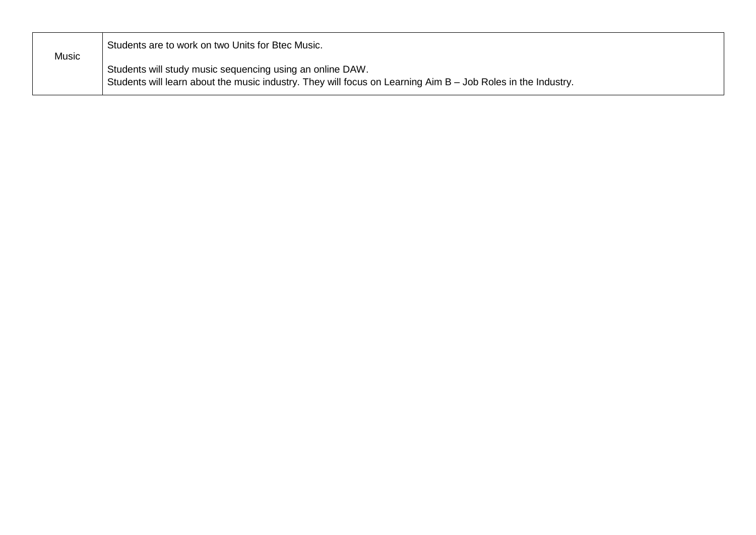| | |
|---|---|
| Music | Students are to work on two Units for Btec Music.<br><br>Students will study music sequencing using an online DAW.<br>Students will learn about the music industry. They will focus on Learning Aim B – Job Roles in the Industry. |